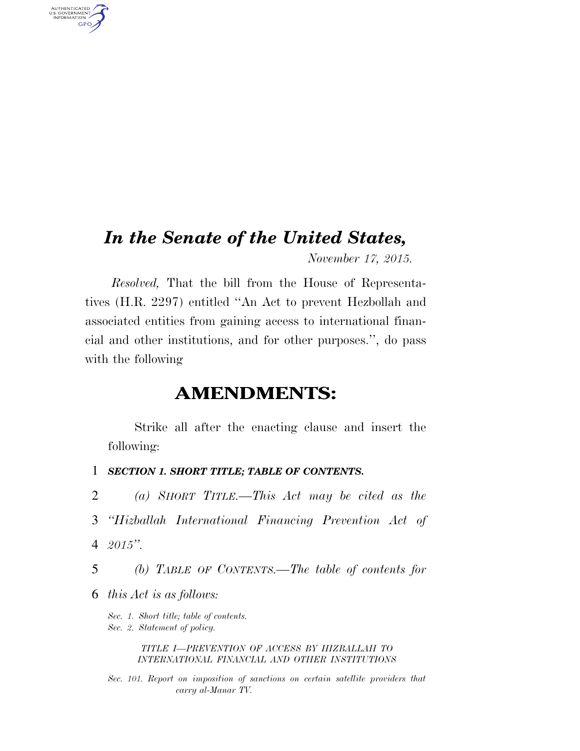# *In the Senate of the United States,*

*November 17, 2015.*

*Resolved,* That the bill from the House of Representatives (H.R. 2297) entitled ''An Act to prevent Hezbollah and associated entities from gaining access to international financial and other institutions, and for other purposes.'', do pass with the following

## AMENDMENTS:

Strike all after the enacting clause and insert the following:

1 ***SECTION 1. SHORT TITLE; TABLE OF CONTENTS.***

2 *(a) SHORT TITLE.—This Act may be cited as the*
3 *''Hizballah International Financing Prevention Act of*
4 *2015''.*

5 *(b) TABLE OF CONTENTS.—The table of contents for*
6 *this Act is as follows:*

*Sec. 1. Short title; table of contents.*
*Sec. 2. Statement of policy.*

*TITLE I—PREVENTION OF ACCESS BY HIZBALLAH TO INTERNATIONAL FINANCIAL AND OTHER INSTITUTIONS*

*Sec. 101. Report on imposition of sanctions on certain satellite providers that carry al-Manar TV.*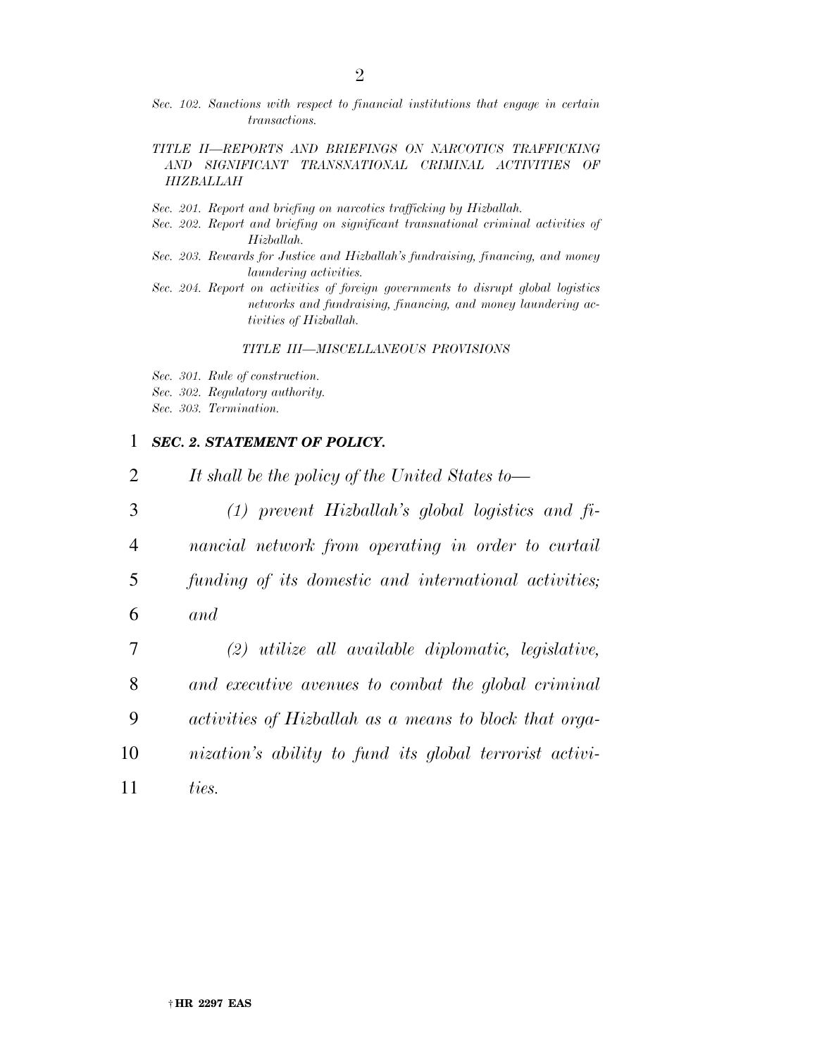*Sec. 102. Sanctions with respect to financial institutions that engage in certain transactions.*

*TITLE II—REPORTS AND BRIEFINGS ON NARCOTICS TRAFFICKING AND SIGNIFICANT TRANSNATIONAL CRIMINAL ACTIVITIES OF HIZBALLAH*

*Sec. 201. Report and briefing on narcotics trafficking by Hizballah.*
*Sec. 202. Report and briefing on significant transnational criminal activities of Hizballah.*
*Sec. 203. Rewards for Justice and Hizballah's fundraising, financing, and money laundering activities.*
*Sec. 204. Report on activities of foreign governments to disrupt global logistics networks and fundraising, financing, and money laundering activities of Hizballah.*

*TITLE III—MISCELLANEOUS PROVISIONS*

*Sec. 301. Rule of construction.*
*Sec. 302. Regulatory authority.*
*Sec. 303. Termination.*

### ***SEC. 2. STATEMENT OF POLICY.***

*It shall be the policy of the United States to—*

*(1) prevent Hizballah's global logistics and financial network from operating in order to curtail funding of its domestic and international activities; and*

*(2) utilize all available diplomatic, legislative, and executive avenues to combat the global criminal activities of Hizballah as a means to block that organization's ability to fund its global terrorist activities.*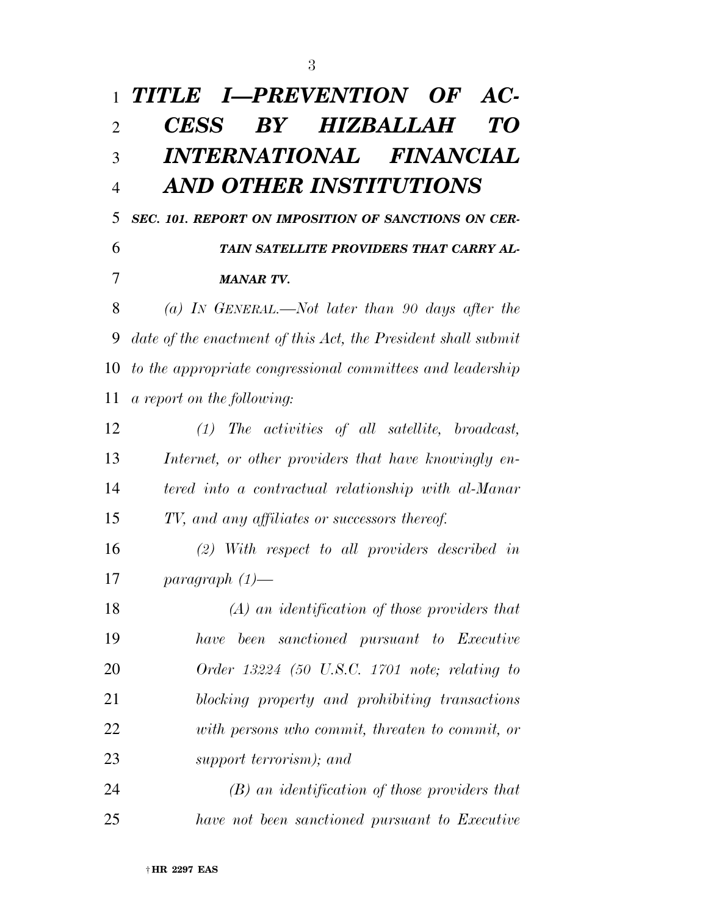# *TITLE I—PREVENTION OF ACCESS BY HIZBALLAH TO INTERNATIONAL FINANCIAL AND OTHER INSTITUTIONS*

### *SEC. 101. REPORT ON IMPOSITION OF SANCTIONS ON CERTAIN SATELLITE PROVIDERS THAT CARRY AL-MANAR TV.*

*(a) IN GENERAL.—Not later than 90 days after the date of the enactment of this Act, the President shall submit to the appropriate congressional committees and leadership a report on the following:*

*(1) The activities of all satellite, broadcast, Internet, or other providers that have knowingly entered into a contractual relationship with al-Manar TV, and any affiliates or successors thereof.*

*(2) With respect to all providers described in paragraph (1)—*

*(A) an identification of those providers that have been sanctioned pursuant to Executive Order 13224 (50 U.S.C. 1701 note; relating to blocking property and prohibiting transactions with persons who commit, threaten to commit, or support terrorism); and*

*(B) an identification of those providers that have not been sanctioned pursuant to Executive*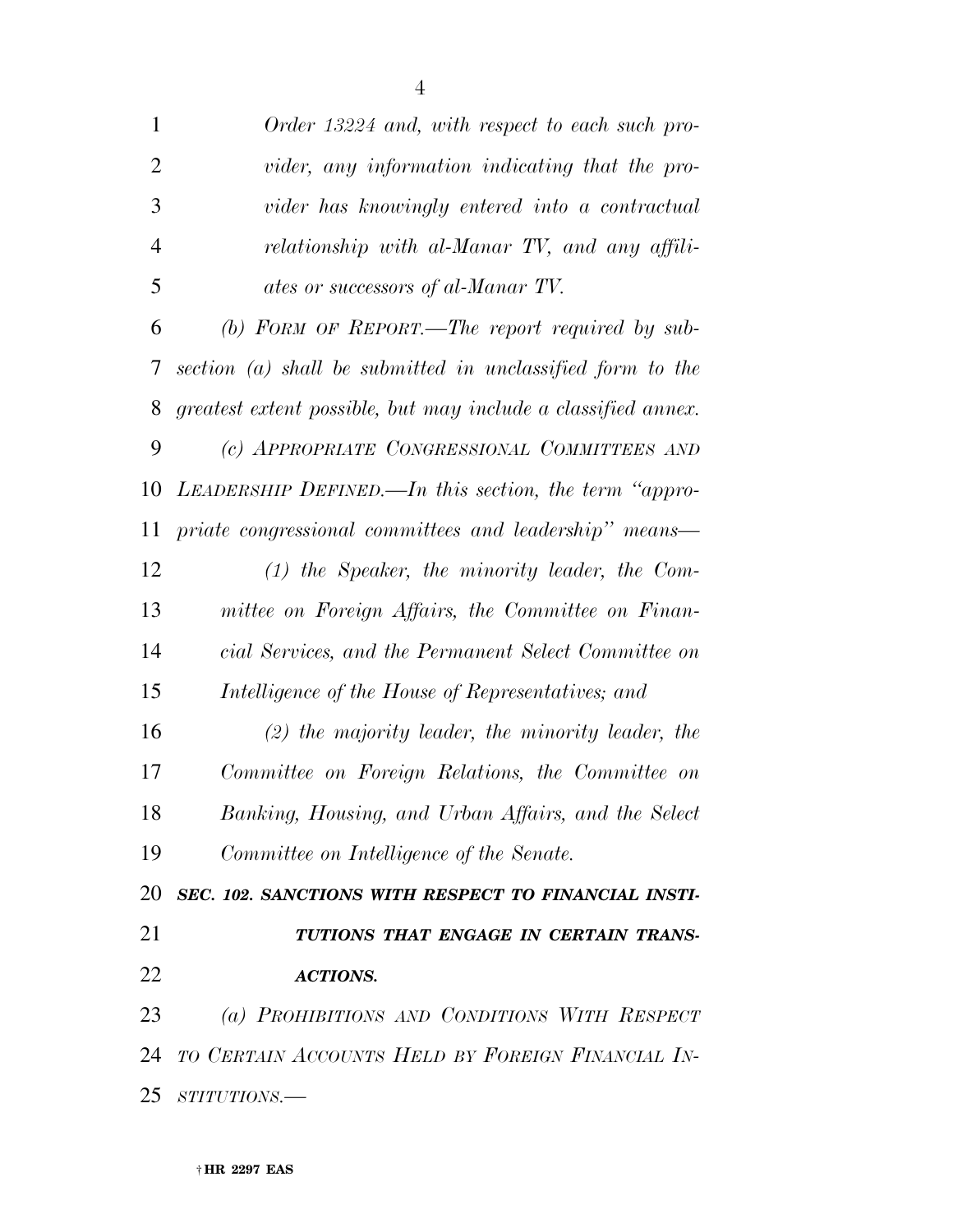*Order 13224 and, with respect to each such provider, any information indicating that the provider has knowingly entered into a contractual relationship with al-Manar TV, and any affiliates or successors of al-Manar TV.*

*(b) FORM OF REPORT.—The report required by subsection (a) shall be submitted in unclassified form to the greatest extent possible, but may include a classified annex.*

*(c) APPROPRIATE CONGRESSIONAL COMMITTEES AND LEADERSHIP DEFINED.—In this section, the term "appropriate congressional committees and leadership" means—*

*(1) the Speaker, the minority leader, the Committee on Foreign Affairs, the Committee on Financial Services, and the Permanent Select Committee on Intelligence of the House of Representatives; and*

*(2) the majority leader, the minority leader, the Committee on Foreign Relations, the Committee on Banking, Housing, and Urban Affairs, and the Select Committee on Intelligence of the Senate.*

***SEC. 102. SANCTIONS WITH RESPECT TO FINANCIAL INSTITUTIONS THAT ENGAGE IN CERTAIN TRANSACTIONS.***

*(a) PROHIBITIONS AND CONDITIONS WITH RESPECT TO CERTAIN ACCOUNTS HELD BY FOREIGN FINANCIAL INSTITUTIONS.—*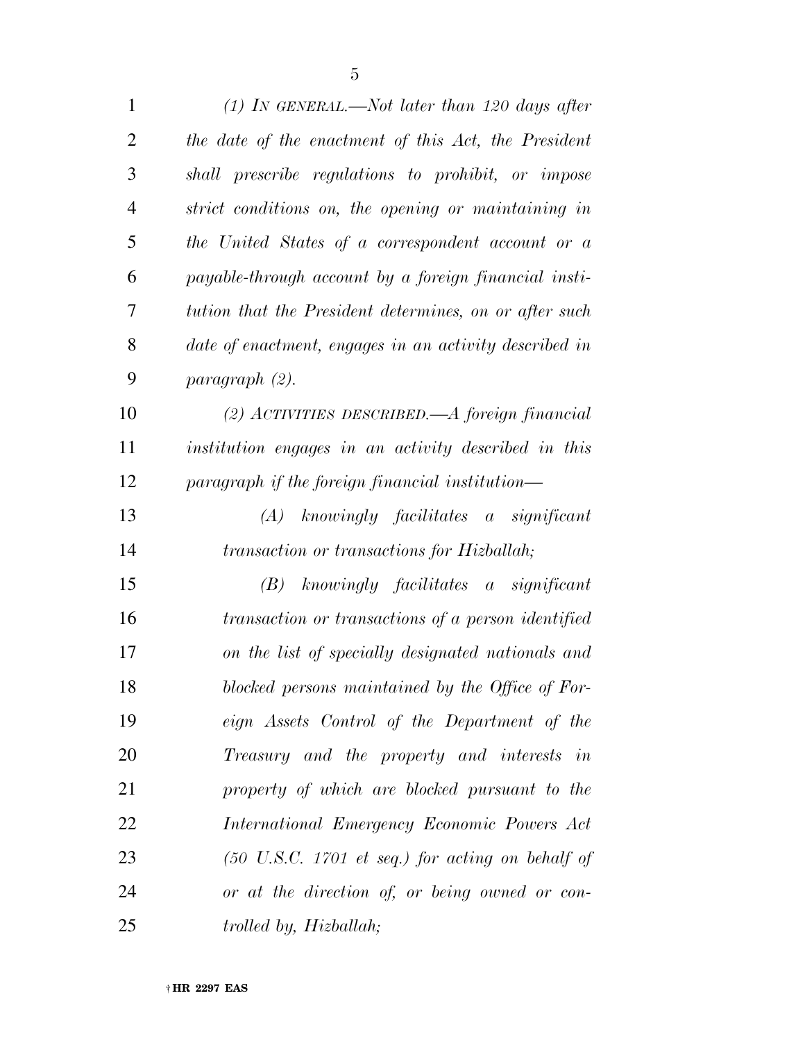*(1) IN GENERAL.—Not later than 120 days after the date of the enactment of this Act, the President shall prescribe regulations to prohibit, or impose strict conditions on, the opening or maintaining in the United States of a correspondent account or a payable-through account by a foreign financial institution that the President determines, on or after such date of enactment, engages in an activity described in paragraph (2).*

*(2) ACTIVITIES DESCRIBED.—A foreign financial institution engages in an activity described in this paragraph if the foreign financial institution—*

*(A) knowingly facilitates a significant transaction or transactions for Hizballah;*

*(B) knowingly facilitates a significant transaction or transactions of a person identified on the list of specially designated nationals and blocked persons maintained by the Office of Foreign Assets Control of the Department of the Treasury and the property and interests in property of which are blocked pursuant to the International Emergency Economic Powers Act (50 U.S.C. 1701 et seq.) for acting on behalf of or at the direction of, or being owned or controlled by, Hizballah;*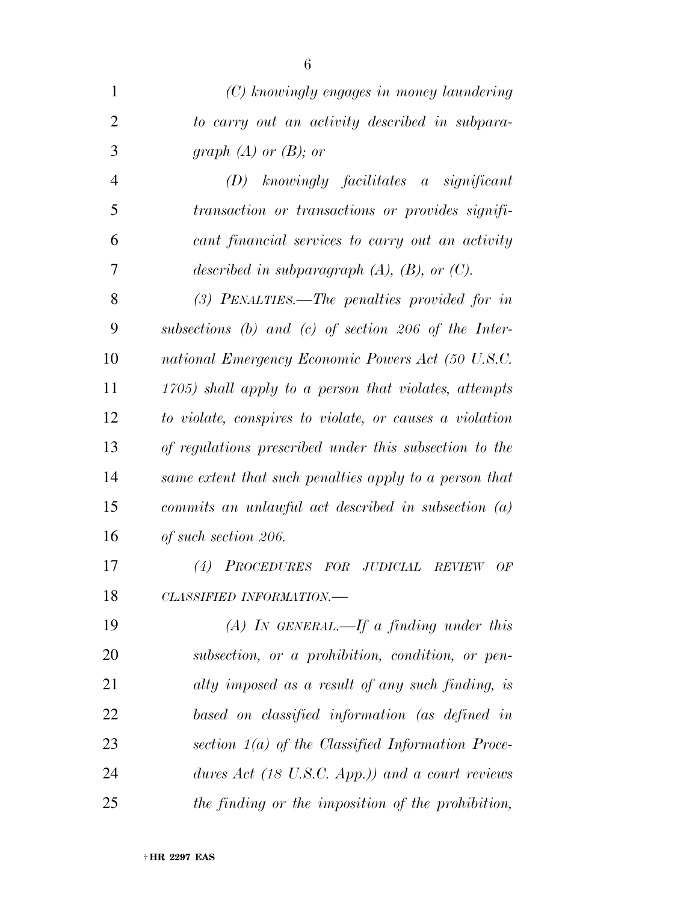*(C) knowingly engages in money laundering to carry out an activity described in subparagraph (A) or (B); or*

*(D) knowingly facilitates a significant transaction or transactions or provides significant financial services to carry out an activity described in subparagraph (A), (B), or (C).*

*(3) PENALTIES.—The penalties provided for in subsections (b) and (c) of section 206 of the International Emergency Economic Powers Act (50 U.S.C. 1705) shall apply to a person that violates, attempts to violate, conspires to violate, or causes a violation of regulations prescribed under this subsection to the same extent that such penalties apply to a person that commits an unlawful act described in subsection (a) of such section 206.*

*(4) PROCEDURES FOR JUDICIAL REVIEW OF CLASSIFIED INFORMATION.—*

*(A) IN GENERAL.—If a finding under this subsection, or a prohibition, condition, or penalty imposed as a result of any such finding, is based on classified information (as defined in section 1(a) of the Classified Information Procedures Act (18 U.S.C. App.)) and a court reviews the finding or the imposition of the prohibition,*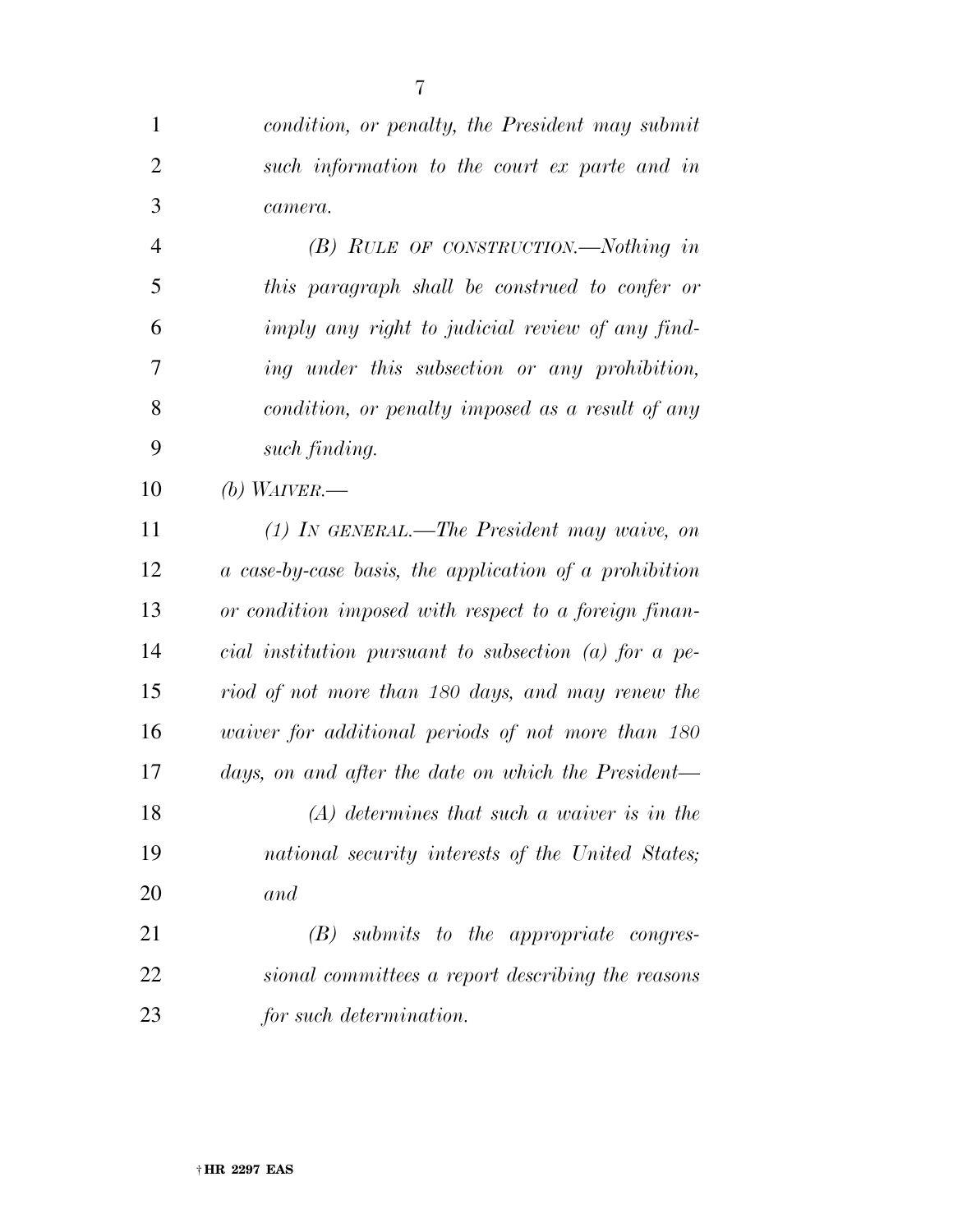*condition, or penalty, the President may submit such information to the court ex parte and in camera.*

*(B) RULE OF CONSTRUCTION.—Nothing in this paragraph shall be construed to confer or imply any right to judicial review of any finding under this subsection or any prohibition, condition, or penalty imposed as a result of any such finding.*

*(b) WAIVER.—*

*(1) IN GENERAL.—The President may waive, on a case-by-case basis, the application of a prohibition or condition imposed with respect to a foreign financial institution pursuant to subsection (a) for a period of not more than 180 days, and may renew the waiver for additional periods of not more than 180 days, on and after the date on which the President—*

*(A) determines that such a waiver is in the national security interests of the United States; and*

*(B) submits to the appropriate congressional committees a report describing the reasons for such determination.*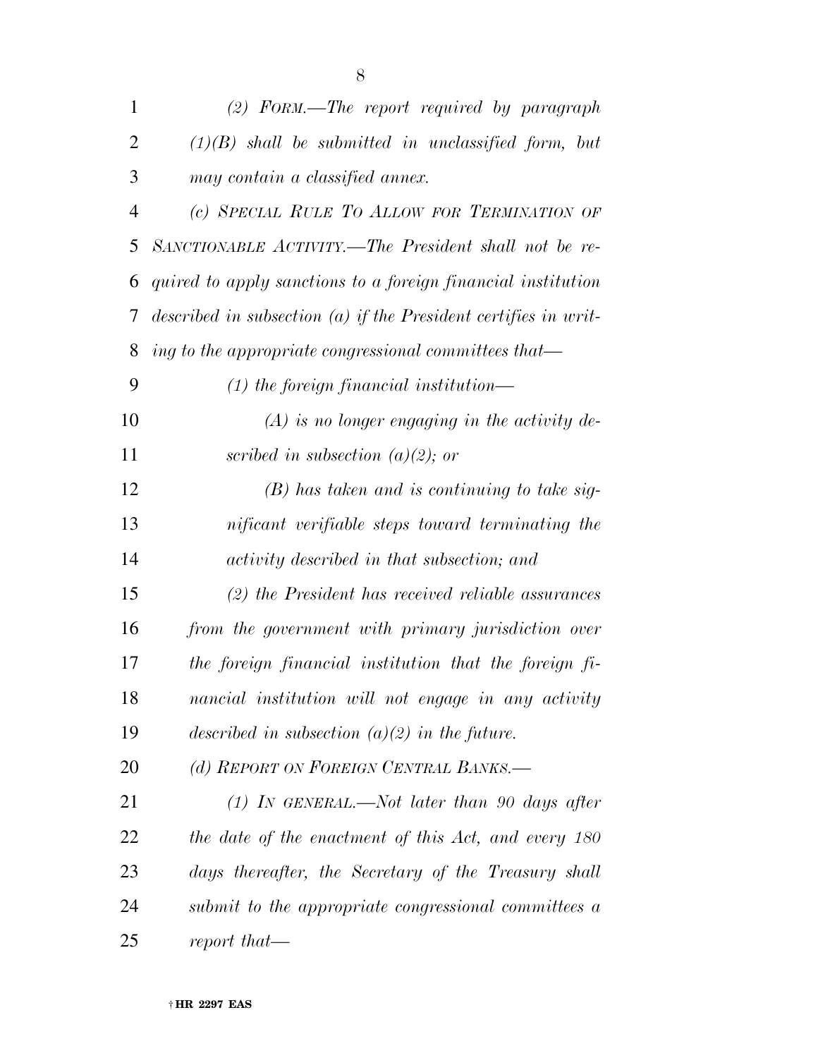*(2) FORM.—The report required by paragraph (1)(B) shall be submitted in unclassified form, but may contain a classified annex.*

*(c) SPECIAL RULE TO ALLOW FOR TERMINATION OF SANCTIONABLE ACTIVITY.—The President shall not be required to apply sanctions to a foreign financial institution described in subsection (a) if the President certifies in writing to the appropriate congressional committees that—*

*(1) the foreign financial institution—*

*(A) is no longer engaging in the activity described in subsection (a)(2); or*

*(B) has taken and is continuing to take significant verifiable steps toward terminating the activity described in that subsection; and*

*(2) the President has received reliable assurances from the government with primary jurisdiction over the foreign financial institution that the foreign financial institution will not engage in any activity described in subsection (a)(2) in the future.*

*(d) REPORT ON FOREIGN CENTRAL BANKS.—*

*(1) IN GENERAL.—Not later than 90 days after the date of the enactment of this Act, and every 180 days thereafter, the Secretary of the Treasury shall submit to the appropriate congressional committees a report that—*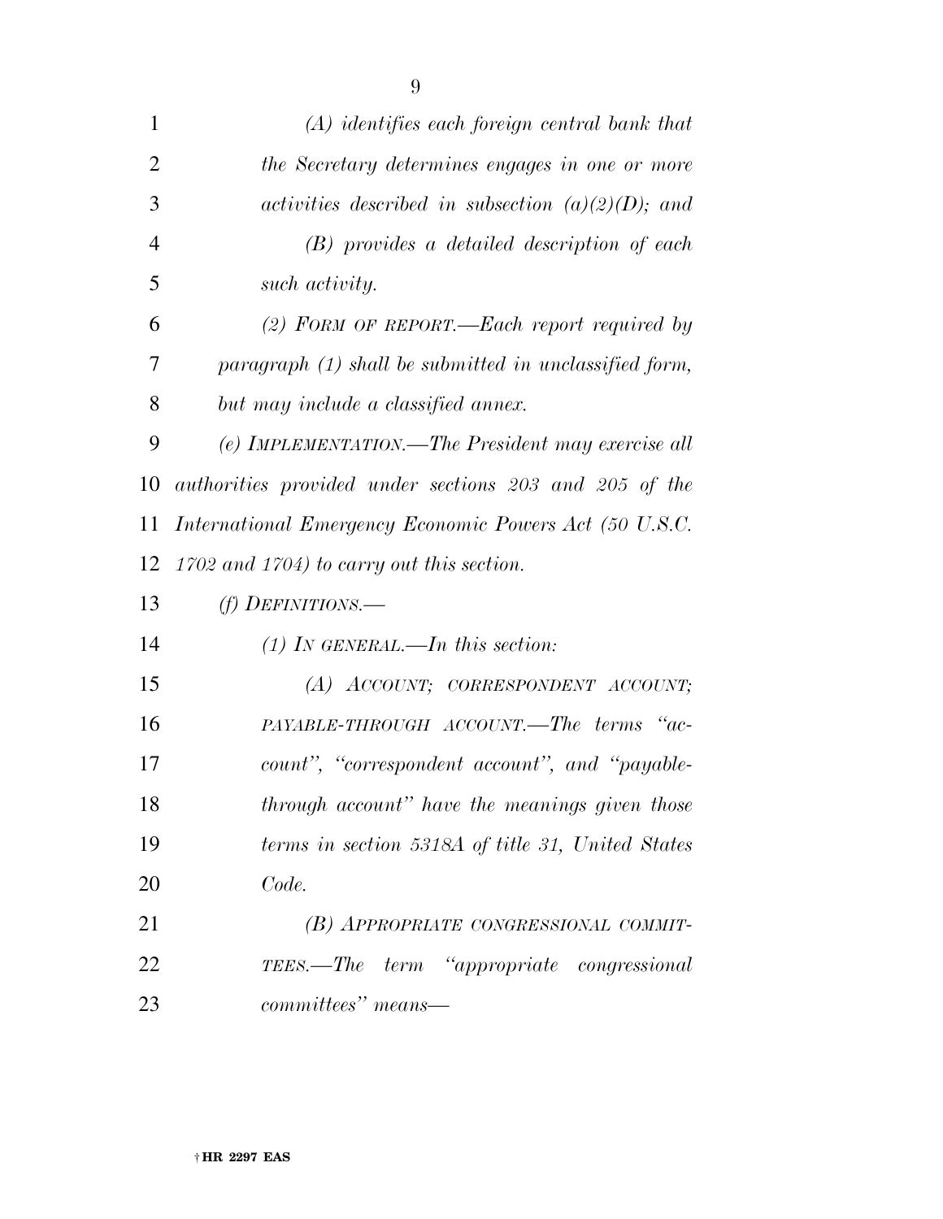*(A) identifies each foreign central bank that the Secretary determines engages in one or more activities described in subsection (a)(2)(D); and*

*(B) provides a detailed description of each such activity.*

*(2) FORM OF REPORT.—Each report required by paragraph (1) shall be submitted in unclassified form, but may include a classified annex.*

*(e) IMPLEMENTATION.—The President may exercise all authorities provided under sections 203 and 205 of the International Emergency Economic Powers Act (50 U.S.C. 1702 and 1704) to carry out this section.*

*(f) DEFINITIONS.—*

*(1) IN GENERAL.—In this section:*

*(A) ACCOUNT; CORRESPONDENT ACCOUNT; PAYABLE-THROUGH ACCOUNT.—The terms "account", "correspondent account", and "payable-through account" have the meanings given those terms in section 5318A of title 31, United States Code.*

*(B) APPROPRIATE CONGRESSIONAL COMMITTEES.—The term "appropriate congressional committees" means—*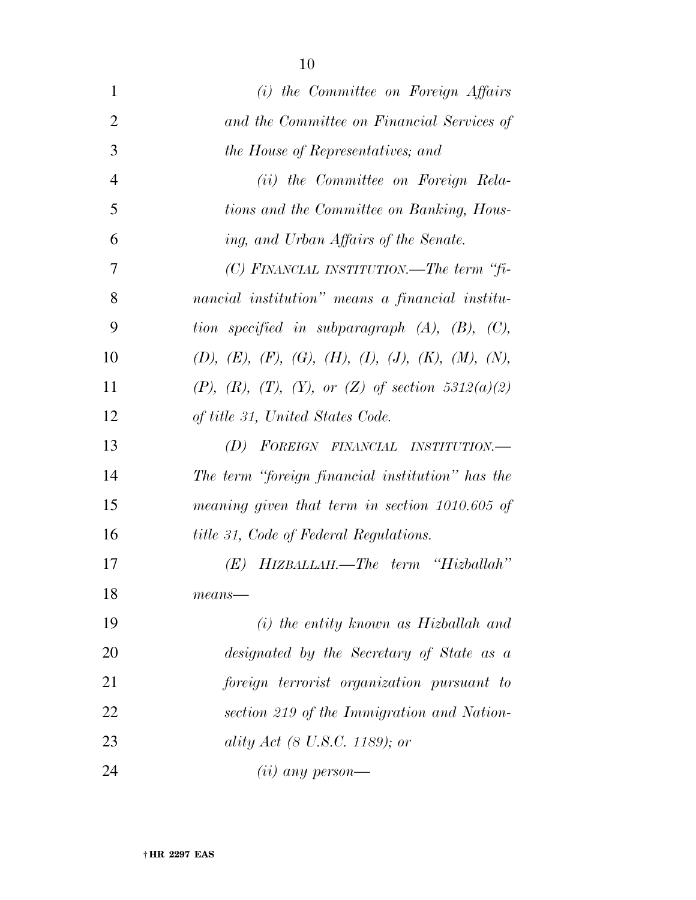*(i) the Committee on Foreign Affairs and the Committee on Financial Services of the House of Representatives; and*

*(ii) the Committee on Foreign Relations and the Committee on Banking, Housing, and Urban Affairs of the Senate.*

*(C) FINANCIAL INSTITUTION.—The term "financial institution" means a financial institution specified in subparagraph (A), (B), (C), (D), (E), (F), (G), (H), (I), (J), (K), (M), (N), (P), (R), (T), (Y), or (Z) of section 5312(a)(2) of title 31, United States Code.*

*(D) FOREIGN FINANCIAL INSTITUTION.—The term "foreign financial institution" has the meaning given that term in section 1010.605 of title 31, Code of Federal Regulations.*

*(E) HIZBALLAH.—The term "Hizballah" means—*

*(i) the entity known as Hizballah and designated by the Secretary of State as a foreign terrorist organization pursuant to section 219 of the Immigration and Nationality Act (8 U.S.C. 1189); or*

*(ii) any person—*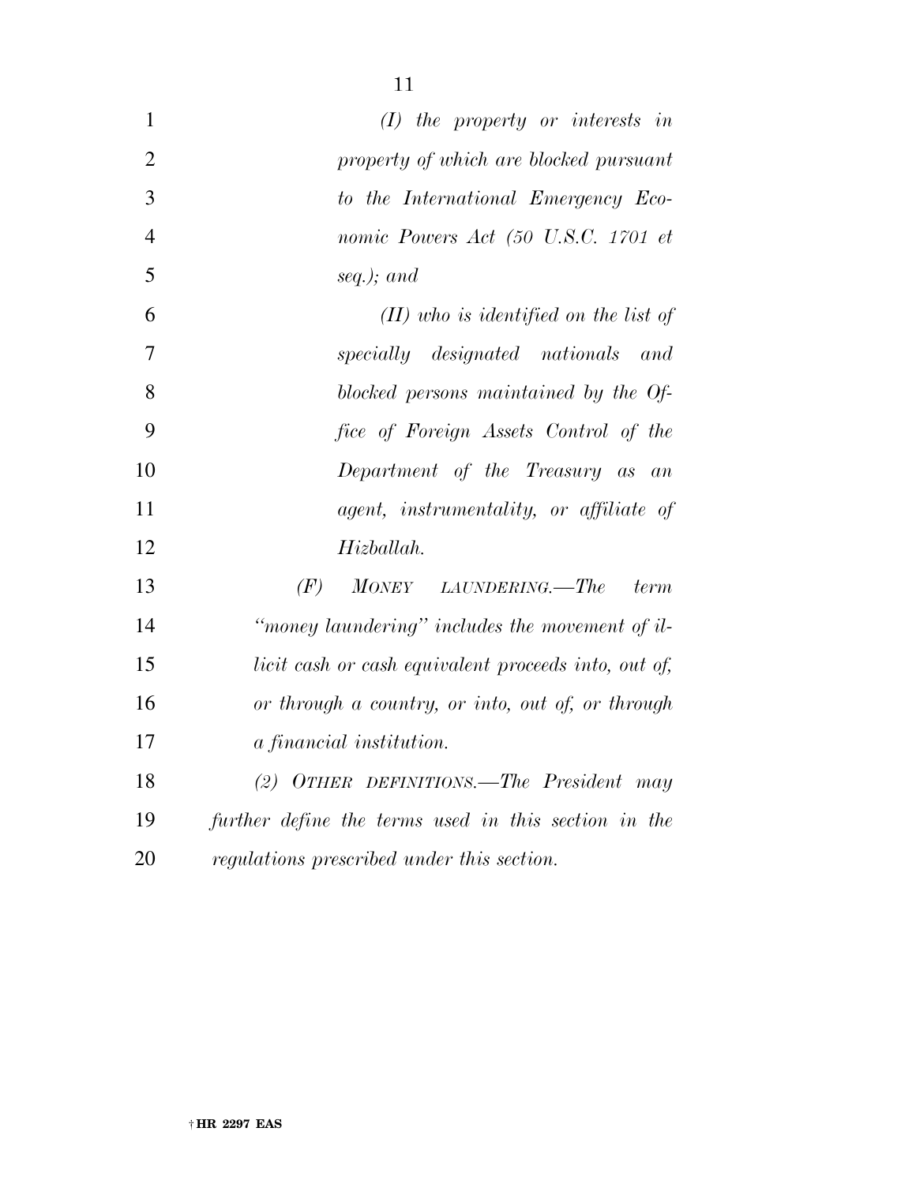*(I) the property or interests in property of which are blocked pursuant to the International Emergency Economic Powers Act (50 U.S.C. 1701 et seq.); and*

*(II) who is identified on the list of specially designated nationals and blocked persons maintained by the Office of Foreign Assets Control of the Department of the Treasury as an agent, instrumentality, or affiliate of Hizballah.*

*(F) MONEY LAUNDERING.—The term "money laundering" includes the movement of illicit cash or cash equivalent proceeds into, out of, or through a country, or into, out of, or through a financial institution.*

*(2) OTHER DEFINITIONS.—The President may further define the terms used in this section in the regulations prescribed under this section.*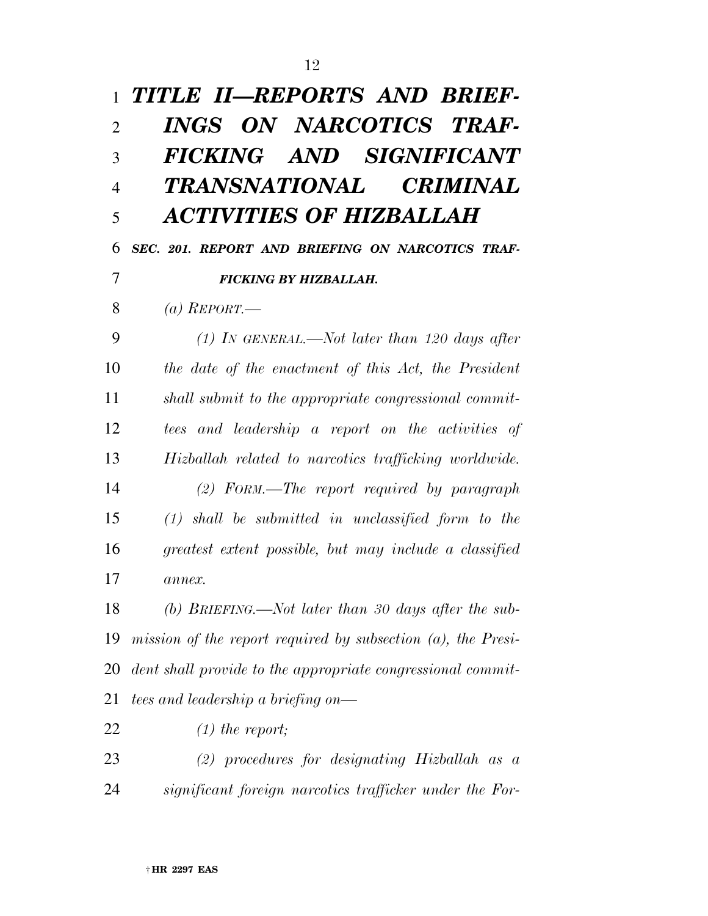## *TITLE II—REPORTS AND BRIEFINGS ON NARCOTICS TRAFFICKING AND SIGNIFICANT TRANSNATIONAL CRIMINAL ACTIVITIES OF HIZBALLAH*

### *SEC. 201. REPORT AND BRIEFING ON NARCOTICS TRAFFICKING BY HIZBALLAH.*

*(a) REPORT.—*

*(1) IN GENERAL.—Not later than 120 days after the date of the enactment of this Act, the President shall submit to the appropriate congressional committees and leadership a report on the activities of Hizballah related to narcotics trafficking worldwide.*

*(2) FORM.—The report required by paragraph (1) shall be submitted in unclassified form to the greatest extent possible, but may include a classified annex.*

*(b) BRIEFING.—Not later than 30 days after the submission of the report required by subsection (a), the President shall provide to the appropriate congressional committees and leadership a briefing on—*

*(1) the report;*

*(2) procedures for designating Hizballah as a significant foreign narcotics trafficker under the For-*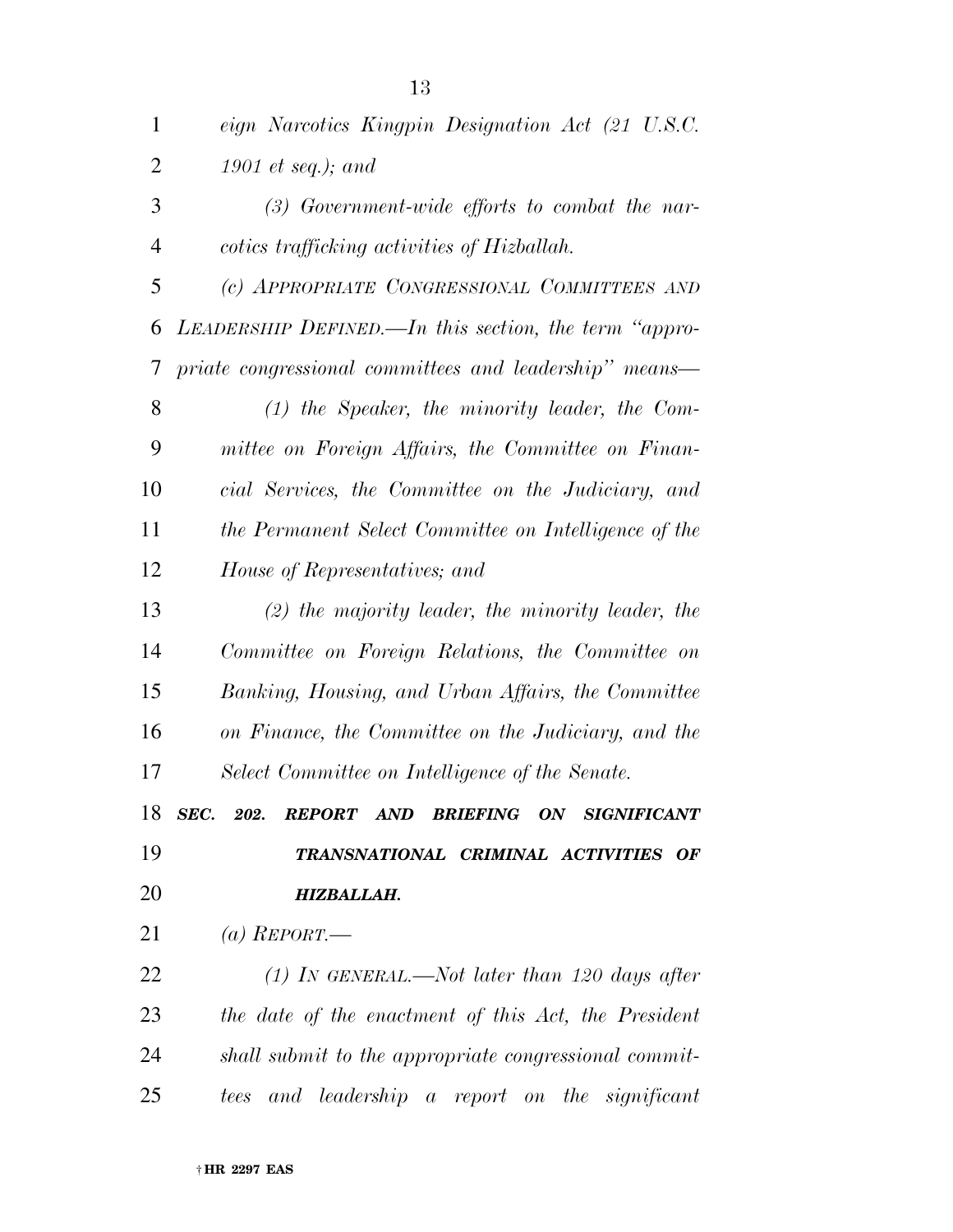*eign Narcotics Kingpin Designation Act (21 U.S.C. 1901 et seq.); and*

*(3) Government-wide efforts to combat the narcotics trafficking activities of Hizballah.*

*(c) APPROPRIATE CONGRESSIONAL COMMITTEES AND LEADERSHIP DEFINED.—In this section, the term "appropriate congressional committees and leadership" means—*

*(1) the Speaker, the minority leader, the Committee on Foreign Affairs, the Committee on Financial Services, the Committee on the Judiciary, and the Permanent Select Committee on Intelligence of the House of Representatives; and*

*(2) the majority leader, the minority leader, the Committee on Foreign Relations, the Committee on Banking, Housing, and Urban Affairs, the Committee on Finance, the Committee on the Judiciary, and the Select Committee on Intelligence of the Senate.*

***SEC. 202. REPORT AND BRIEFING ON SIGNIFICANT TRANSNATIONAL CRIMINAL ACTIVITIES OF HIZBALLAH.***

*(a) REPORT.—*

*(1) IN GENERAL.—Not later than 120 days after the date of the enactment of this Act, the President shall submit to the appropriate congressional committees and leadership a report on the significant*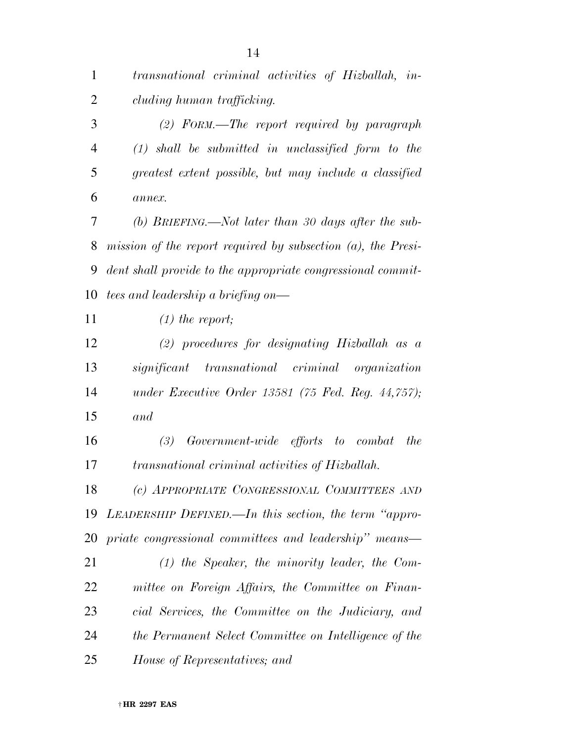*transnational criminal activities of Hizballah, including human trafficking.*

*(2) FORM.—The report required by paragraph (1) shall be submitted in unclassified form to the greatest extent possible, but may include a classified annex.*

*(b) BRIEFING.—Not later than 30 days after the submission of the report required by subsection (a), the President shall provide to the appropriate congressional committees and leadership a briefing on—*

*(1) the report;*

*(2) procedures for designating Hizballah as a significant transnational criminal organization under Executive Order 13581 (75 Fed. Reg. 44,757); and*

*(3) Government-wide efforts to combat the transnational criminal activities of Hizballah.*

*(c) APPROPRIATE CONGRESSIONAL COMMITTEES AND LEADERSHIP DEFINED.—In this section, the term "appropriate congressional committees and leadership" means—*

*(1) the Speaker, the minority leader, the Committee on Foreign Affairs, the Committee on Financial Services, the Committee on the Judiciary, and the Permanent Select Committee on Intelligence of the House of Representatives; and*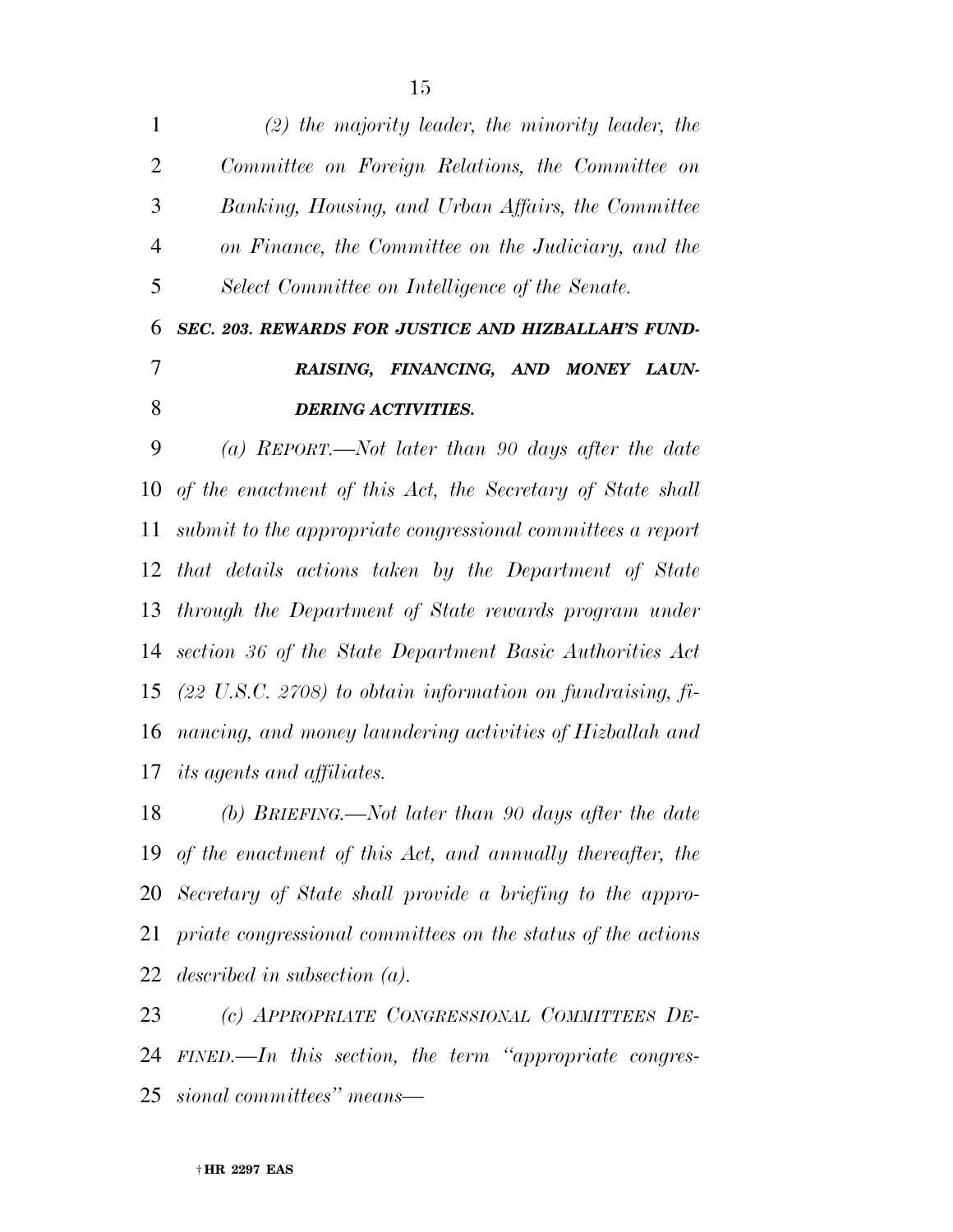*(2) the majority leader, the minority leader, the Committee on Foreign Relations, the Committee on Banking, Housing, and Urban Affairs, the Committee on Finance, the Committee on the Judiciary, and the Select Committee on Intelligence of the Senate.*

***SEC. 203. REWARDS FOR JUSTICE AND HIZBALLAH'S FUNDRAISING, FINANCING, AND MONEY LAUNDERING ACTIVITIES.***

*(a) REPORT.—Not later than 90 days after the date of the enactment of this Act, the Secretary of State shall submit to the appropriate congressional committees a report that details actions taken by the Department of State through the Department of State rewards program under section 36 of the State Department Basic Authorities Act (22 U.S.C. 2708) to obtain information on fundraising, financing, and money laundering activities of Hizballah and its agents and affiliates.*

*(b) BRIEFING.—Not later than 90 days after the date of the enactment of this Act, and annually thereafter, the Secretary of State shall provide a briefing to the appropriate congressional committees on the status of the actions described in subsection (a).*

*(c) APPROPRIATE CONGRESSIONAL COMMITTEES DEFINED.—In this section, the term "appropriate congressional committees" means—*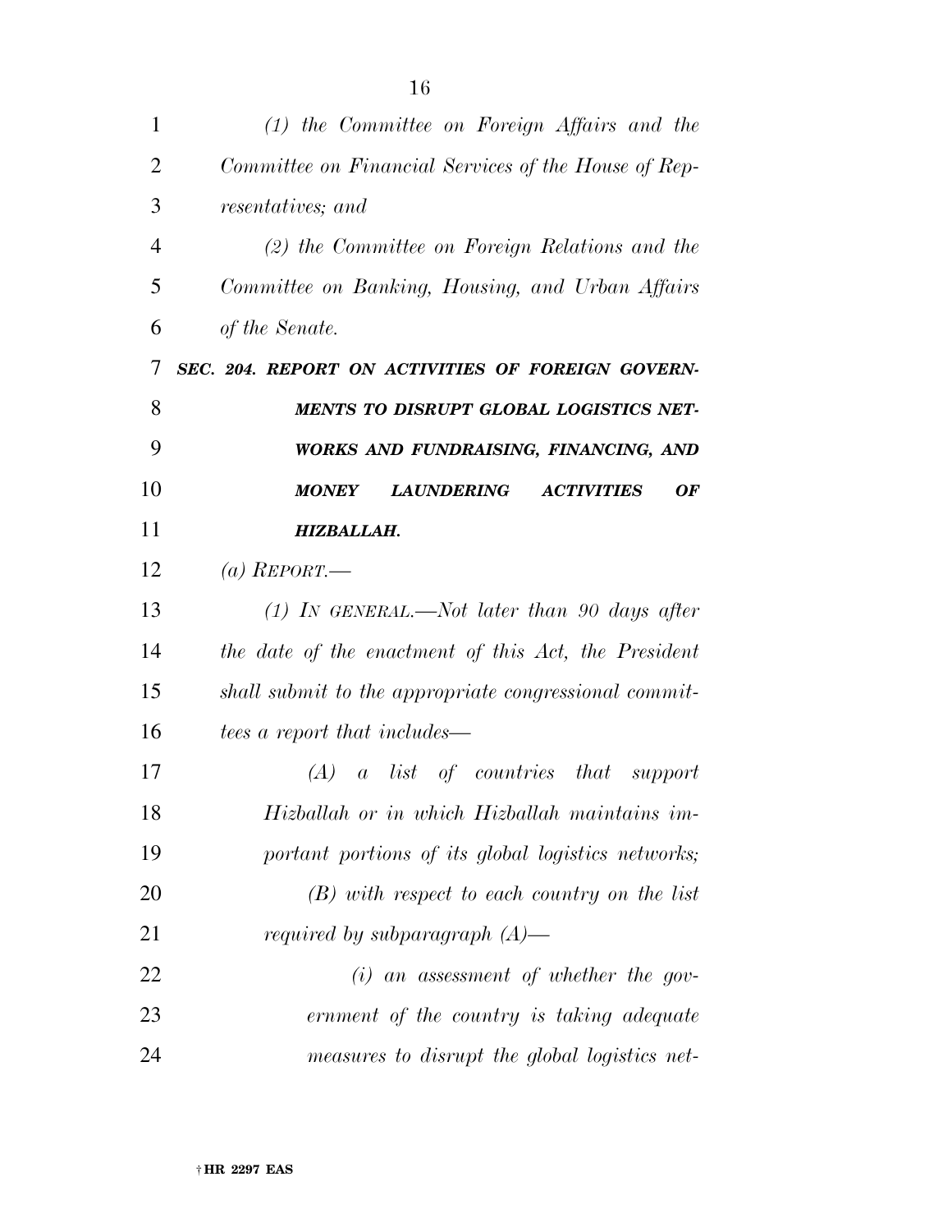*(1) the Committee on Foreign Affairs and the Committee on Financial Services of the House of Representatives; and*

*(2) the Committee on Foreign Relations and the Committee on Banking, Housing, and Urban Affairs of the Senate.*

***SEC. 204. REPORT ON ACTIVITIES OF FOREIGN GOVERNMENTS TO DISRUPT GLOBAL LOGISTICS NETWORKS AND FUNDRAISING, FINANCING, AND MONEY LAUNDERING ACTIVITIES OF HIZBALLAH.***

*(a) REPORT.—*

*(1) IN GENERAL.—Not later than 90 days after the date of the enactment of this Act, the President shall submit to the appropriate congressional committees a report that includes—*

*(A) a list of countries that support Hizballah or in which Hizballah maintains important portions of its global logistics networks;*

*(B) with respect to each country on the list required by subparagraph (A)—*

*(i) an assessment of whether the government of the country is taking adequate measures to disrupt the global logistics net-*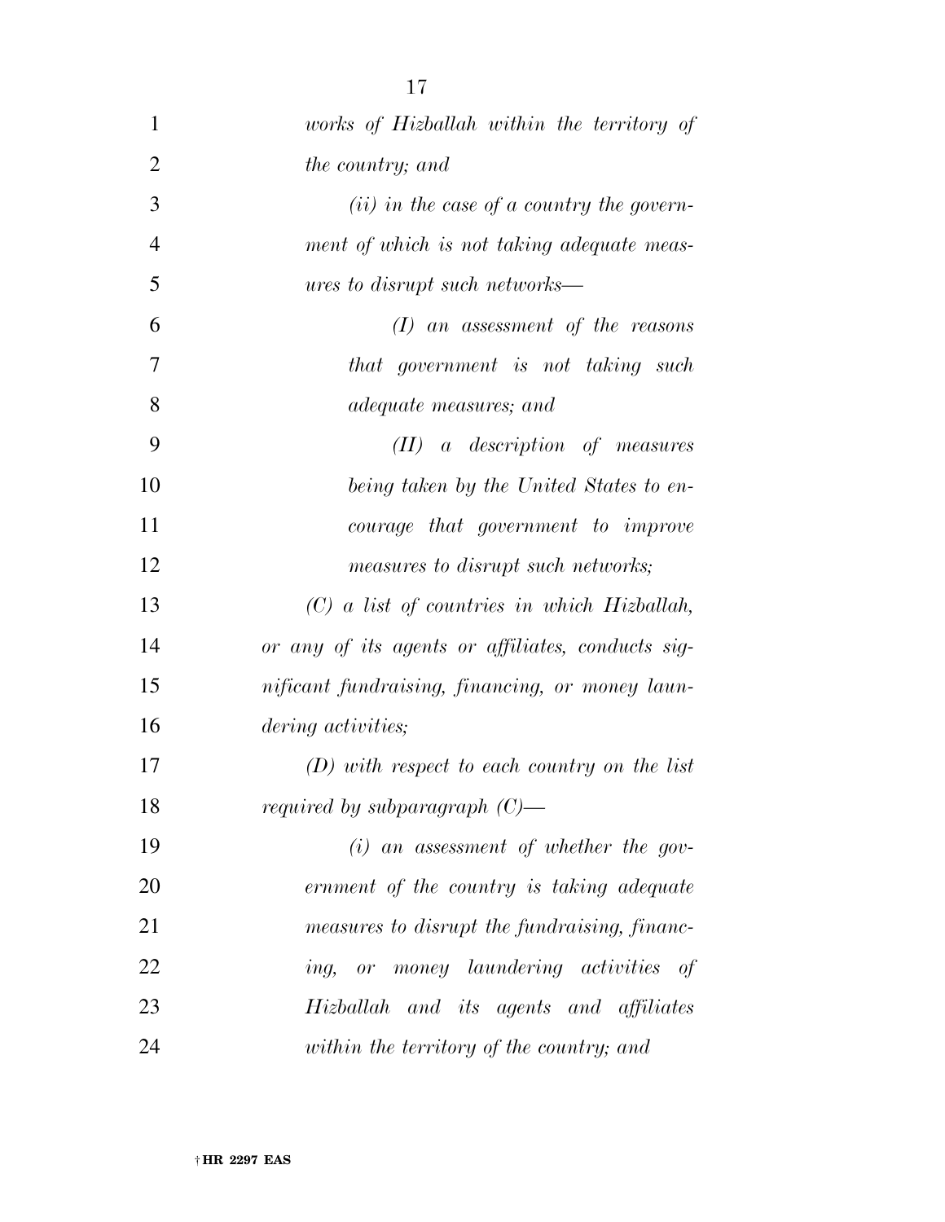*works of Hizballah within the territory of the country; and*

*(ii) in the case of a country the government of which is not taking adequate measures to disrupt such networks—*

*(I) an assessment of the reasons that government is not taking such adequate measures; and*

*(II) a description of measures being taken by the United States to encourage that government to improve measures to disrupt such networks;*

*(C) a list of countries in which Hizballah, or any of its agents or affiliates, conducts significant fundraising, financing, or money laundering activities;*

*(D) with respect to each country on the list required by subparagraph (C)—*

*(i) an assessment of whether the government of the country is taking adequate measures to disrupt the fundraising, financing, or money laundering activities of Hizballah and its agents and affiliates within the territory of the country; and*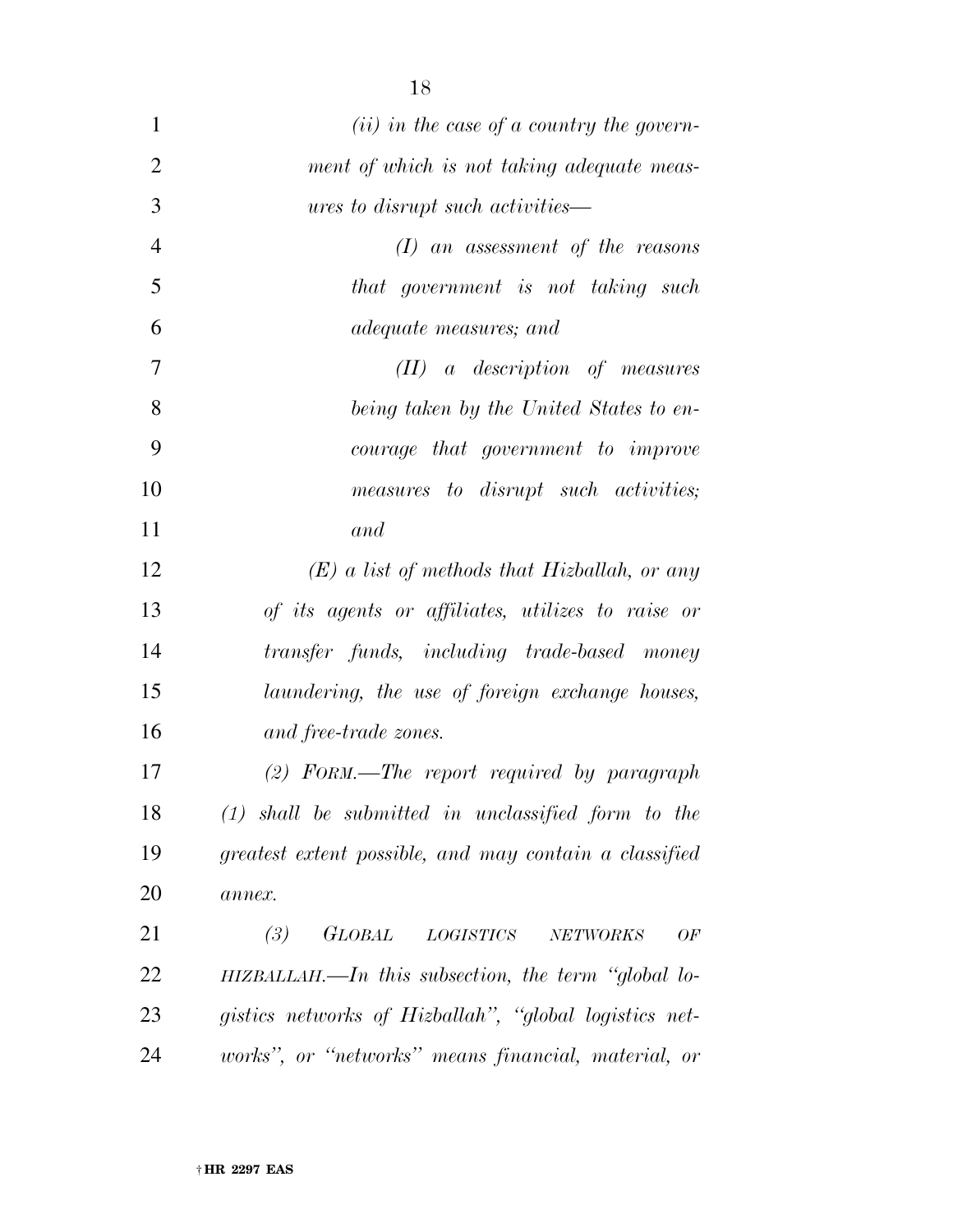*(ii) in the case of a country the government of which is not taking adequate measures to disrupt such activities—*

*(I) an assessment of the reasons that government is not taking such adequate measures; and*

*(II) a description of measures being taken by the United States to encourage that government to improve measures to disrupt such activities; and*

*(E) a list of methods that Hizballah, or any of its agents or affiliates, utilizes to raise or transfer funds, including trade-based money laundering, the use of foreign exchange houses, and free-trade zones.*

*(2) FORM.—The report required by paragraph (1) shall be submitted in unclassified form to the greatest extent possible, and may contain a classified annex.*

*(3) GLOBAL LOGISTICS NETWORKS OF HIZBALLAH.—In this subsection, the term "global logistics networks of Hizballah", "global logistics networks", or "networks" means financial, material, or*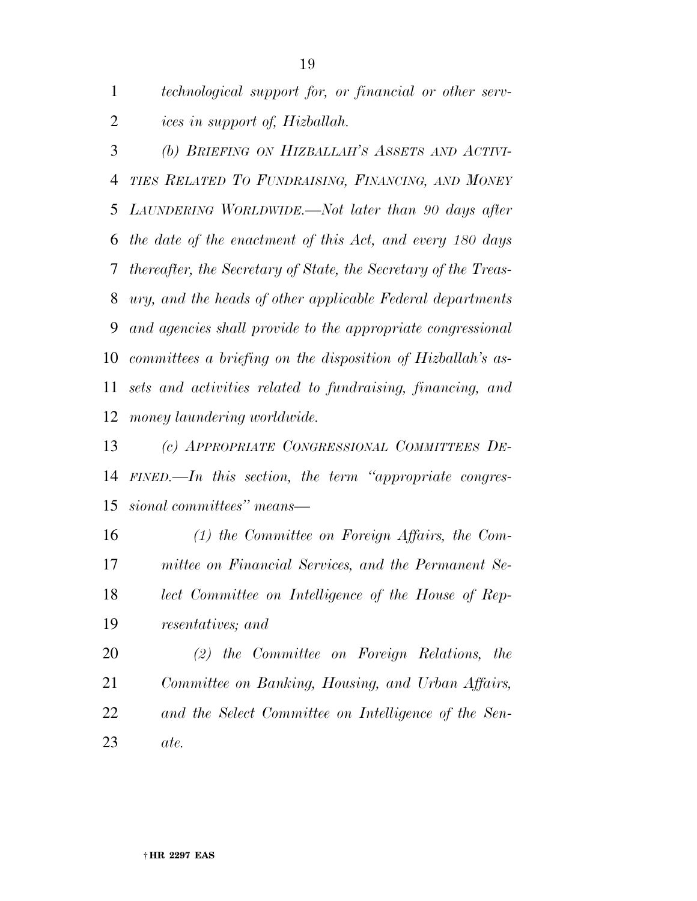*technological support for, or financial or other services in support of, Hizballah.*

*(b) BRIEFING ON HIZBALLAH'S ASSETS AND ACTIVITIES RELATED TO FUNDRAISING, FINANCING, AND MONEY LAUNDERING WORLDWIDE.—Not later than 90 days after the date of the enactment of this Act, and every 180 days thereafter, the Secretary of State, the Secretary of the Treasury, and the heads of other applicable Federal departments and agencies shall provide to the appropriate congressional committees a briefing on the disposition of Hizballah's assets and activities related to fundraising, financing, and money laundering worldwide.*

*(c) APPROPRIATE CONGRESSIONAL COMMITTEES DEFINED.—In this section, the term "appropriate congressional committees" means—*

*(1) the Committee on Foreign Affairs, the Committee on Financial Services, and the Permanent Select Committee on Intelligence of the House of Representatives; and*

*(2) the Committee on Foreign Relations, the Committee on Banking, Housing, and Urban Affairs, and the Select Committee on Intelligence of the Senate.*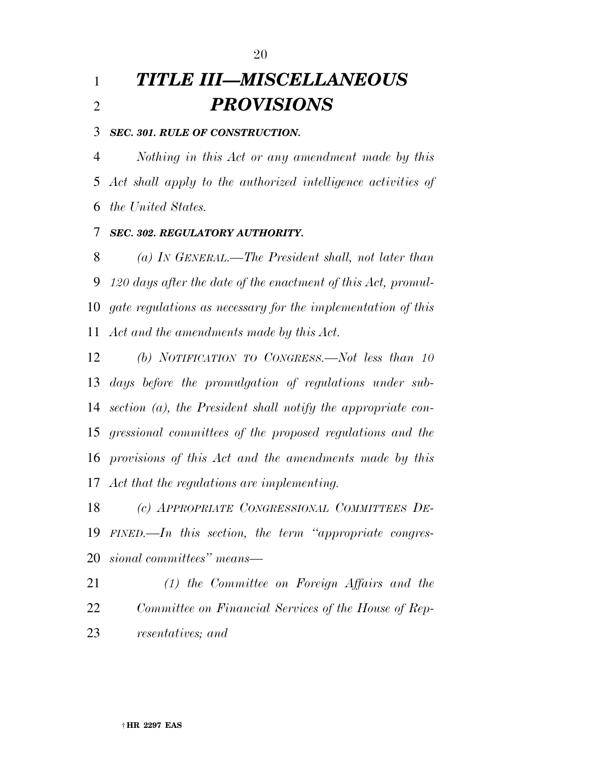# *TITLE III—MISCELLANEOUS PROVISIONS*

***SEC. 301. RULE OF CONSTRUCTION.***

*Nothing in this Act or any amendment made by this Act shall apply to the authorized intelligence activities of the United States.*

***SEC. 302. REGULATORY AUTHORITY.***

*(a) IN GENERAL.—The President shall, not later than 120 days after the date of the enactment of this Act, promulgate regulations as necessary for the implementation of this Act and the amendments made by this Act.*

*(b) NOTIFICATION TO CONGRESS.—Not less than 10 days before the promulgation of regulations under subsection (a), the President shall notify the appropriate congressional committees of the proposed regulations and the provisions of this Act and the amendments made by this Act that the regulations are implementing.*

*(c) APPROPRIATE CONGRESSIONAL COMMITTEES DEFINED.—In this section, the term "appropriate congressional committees" means—*

*(1) the Committee on Foreign Affairs and the Committee on Financial Services of the House of Representatives; and*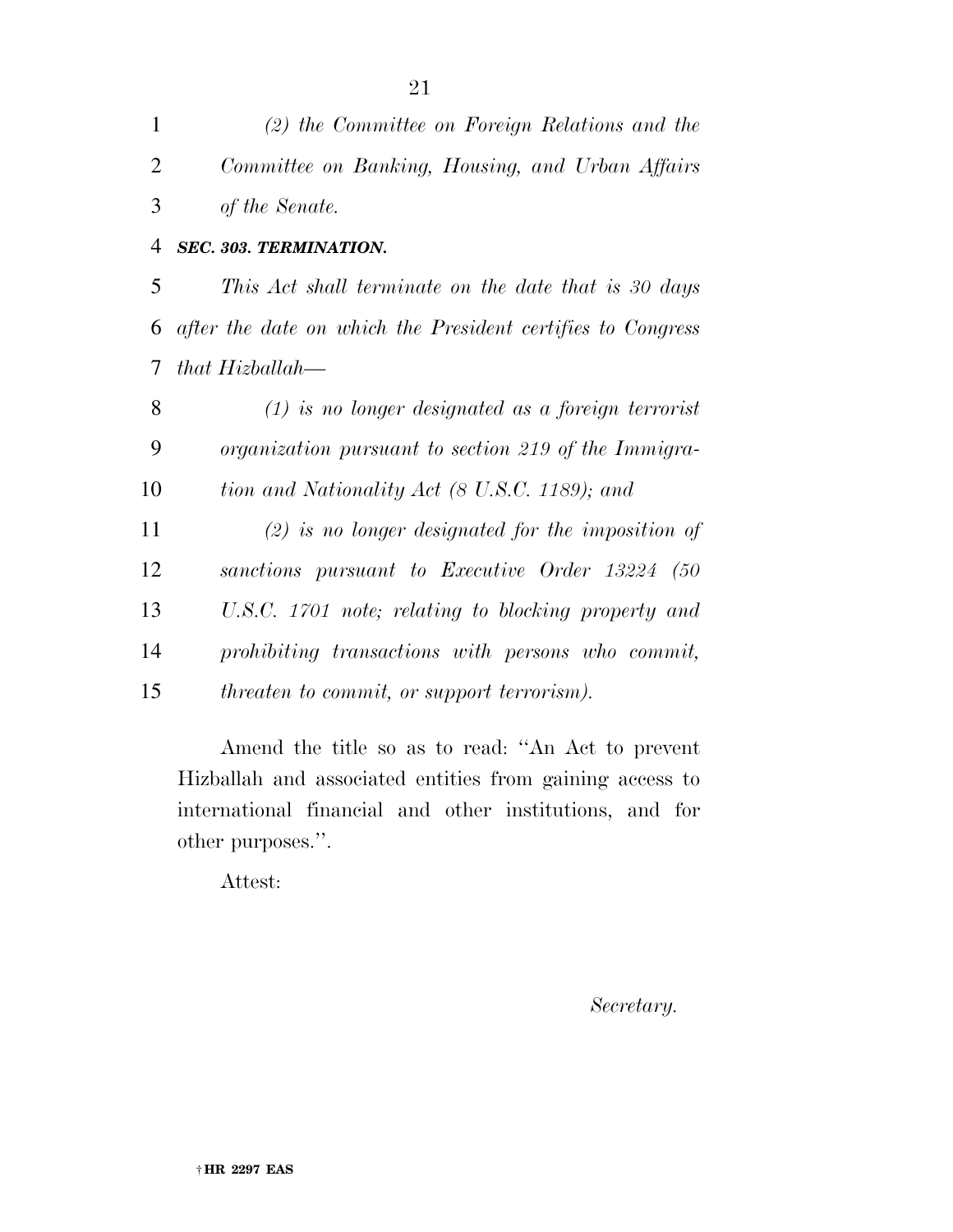*(2) the Committee on Foreign Relations and the Committee on Banking, Housing, and Urban Affairs of the Senate.*

***SEC. 303. TERMINATION.***

*This Act shall terminate on the date that is 30 days after the date on which the President certifies to Congress that Hizballah—*

*(1) is no longer designated as a foreign terrorist organization pursuant to section 219 of the Immigration and Nationality Act (8 U.S.C. 1189); and*

*(2) is no longer designated for the imposition of sanctions pursuant to Executive Order 13224 (50 U.S.C. 1701 note; relating to blocking property and prohibiting transactions with persons who commit, threaten to commit, or support terrorism).*

Amend the title so as to read: "An Act to prevent Hizballah and associated entities from gaining access to international financial and other institutions, and for other purposes.".

Attest:

*Secretary.*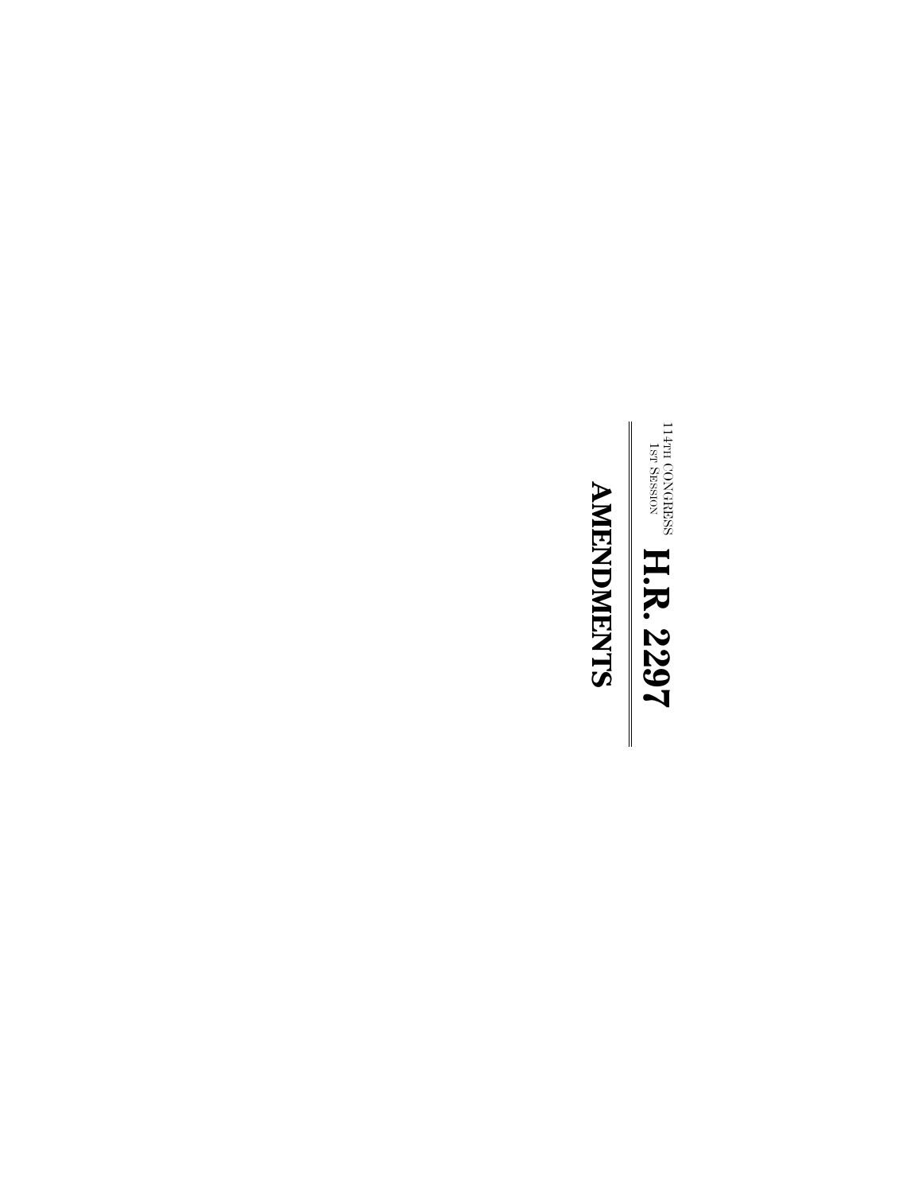114TH CONGRESS
1ST SESSION

# H.R. 2297

# AMENDMENTS